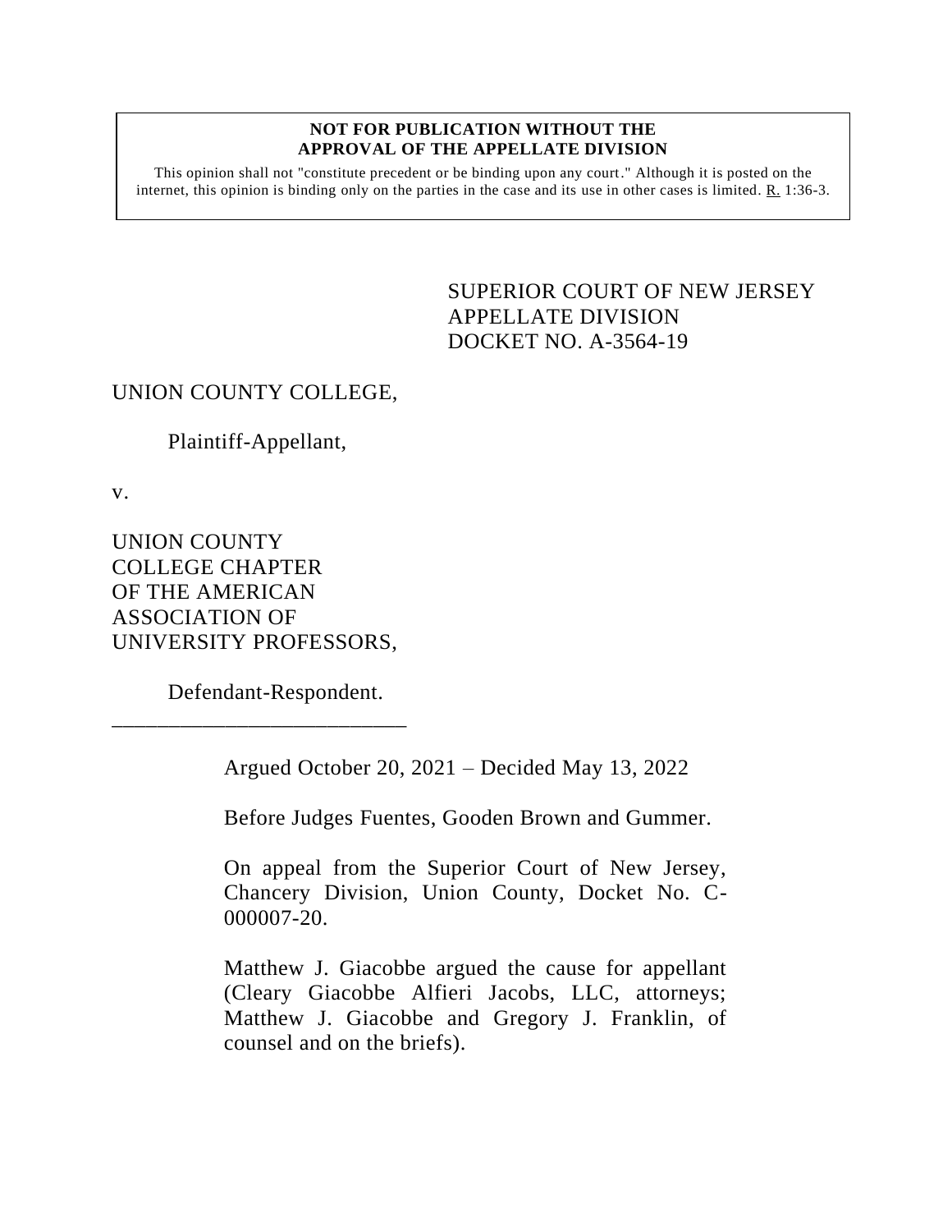**NOT FOR PUBLICATION WITHOUT THE APPROVAL OF THE APPELLATE DIVISION**

This opinion shall not "constitute precedent or be binding upon any court." Although it is posted on the internet, this opinion is binding only on the parties in the case and its use in other cases is limited. R. 1:36-3.

SUPERIOR COURT OF NEW JERSEY
APPELLATE DIVISION
DOCKET NO. A-3564-19

UNION COUNTY COLLEGE,

Plaintiff-Appellant,

v.

UNION COUNTY COLLEGE CHAPTER OF THE AMERICAN ASSOCIATION OF UNIVERSITY PROFESSORS,

Defendant-Respondent.

___________________________

Argued October 20, 2021 – Decided May 13, 2022

Before Judges Fuentes, Gooden Brown and Gummer.

On appeal from the Superior Court of New Jersey, Chancery Division, Union County, Docket No. C-000007-20.

Matthew J. Giacobbe argued the cause for appellant (Cleary Giacobbe Alfieri Jacobs, LLC, attorneys; Matthew J. Giacobbe and Gregory J. Franklin, of counsel and on the briefs).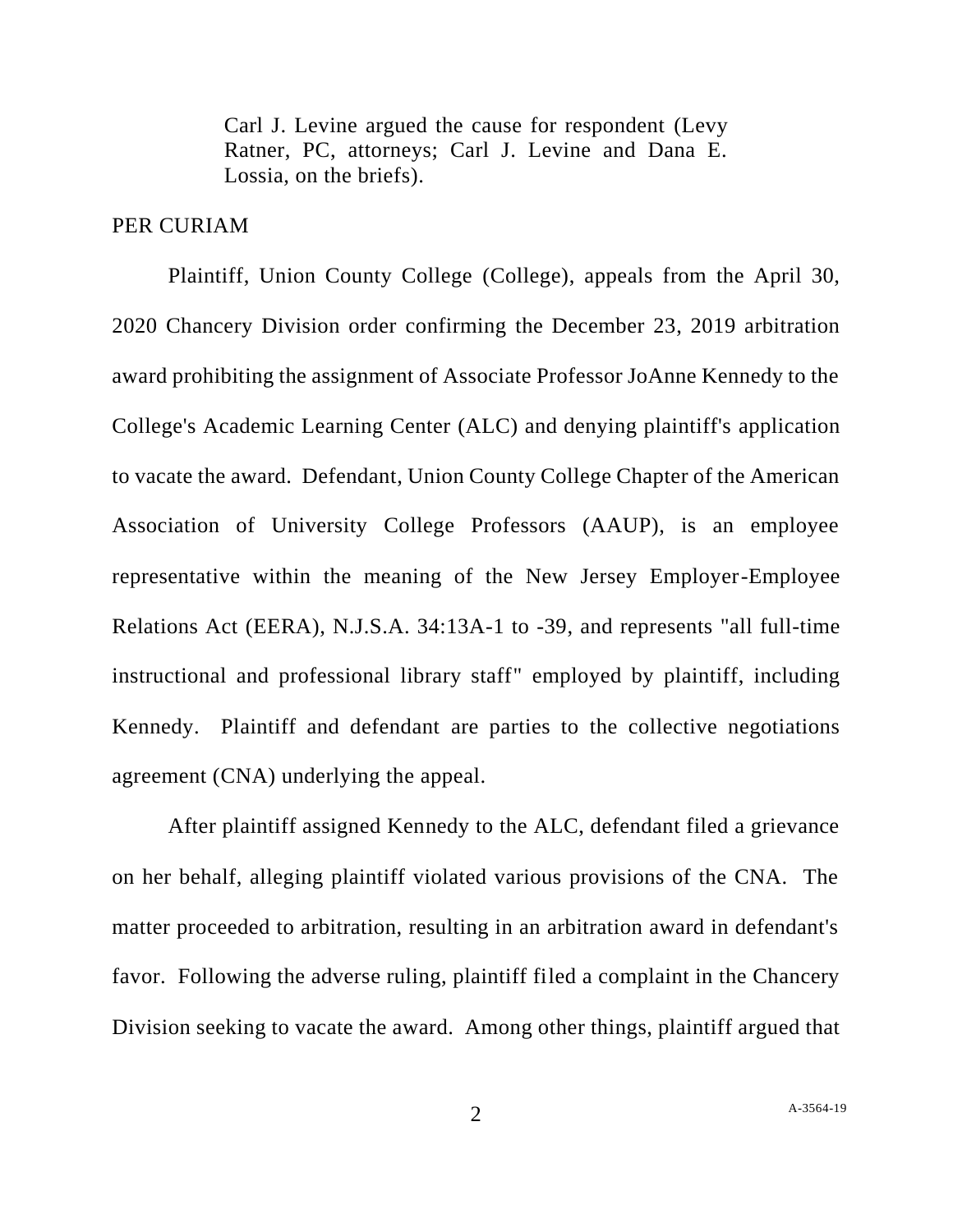Carl J. Levine argued the cause for respondent (Levy Ratner, PC, attorneys; Carl J. Levine and Dana E. Lossia, on the briefs).

PER CURIAM

Plaintiff, Union County College (College), appeals from the April 30, 2020 Chancery Division order confirming the December 23, 2019 arbitration award prohibiting the assignment of Associate Professor JoAnne Kennedy to the College's Academic Learning Center (ALC) and denying plaintiff's application to vacate the award. Defendant, Union County College Chapter of the American Association of University College Professors (AAUP), is an employee representative within the meaning of the New Jersey Employer-Employee Relations Act (EERA), N.J.S.A. 34:13A-1 to -39, and represents "all full-time instructional and professional library staff" employed by plaintiff, including Kennedy. Plaintiff and defendant are parties to the collective negotiations agreement (CNA) underlying the appeal.

After plaintiff assigned Kennedy to the ALC, defendant filed a grievance on her behalf, alleging plaintiff violated various provisions of the CNA. The matter proceeded to arbitration, resulting in an arbitration award in defendant's favor. Following the adverse ruling, plaintiff filed a complaint in the Chancery Division seeking to vacate the award. Among other things, plaintiff argued that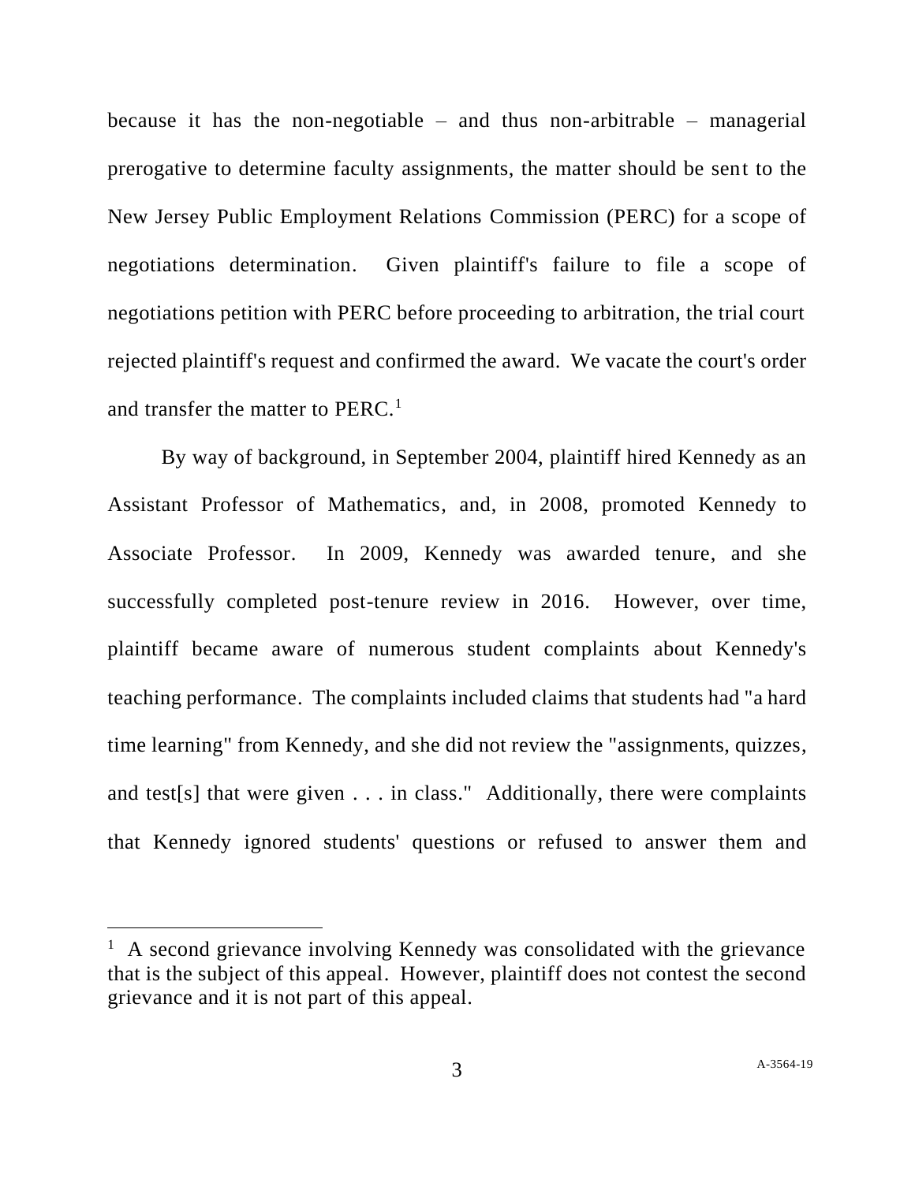because it has the non-negotiable – and thus non-arbitrable – managerial prerogative to determine faculty assignments, the matter should be sent to the New Jersey Public Employment Relations Commission (PERC) for a scope of negotiations determination. Given plaintiff's failure to file a scope of negotiations petition with PERC before proceeding to arbitration, the trial court rejected plaintiff's request and confirmed the award. We vacate the court's order and transfer the matter to PERC.[1]

By way of background, in September 2004, plaintiff hired Kennedy as an Assistant Professor of Mathematics, and, in 2008, promoted Kennedy to Associate Professor. In 2009, Kennedy was awarded tenure, and she successfully completed post-tenure review in 2016. However, over time, plaintiff became aware of numerous student complaints about Kennedy's teaching performance. The complaints included claims that students had "a hard time learning" from Kennedy, and she did not review the "assignments, quizzes, and test[s] that were given . . . in class." Additionally, there were complaints that Kennedy ignored students' questions or refused to answer them and

[1] A second grievance involving Kennedy was consolidated with the grievance that is the subject of this appeal. However, plaintiff does not contest the second grievance and it is not part of this appeal.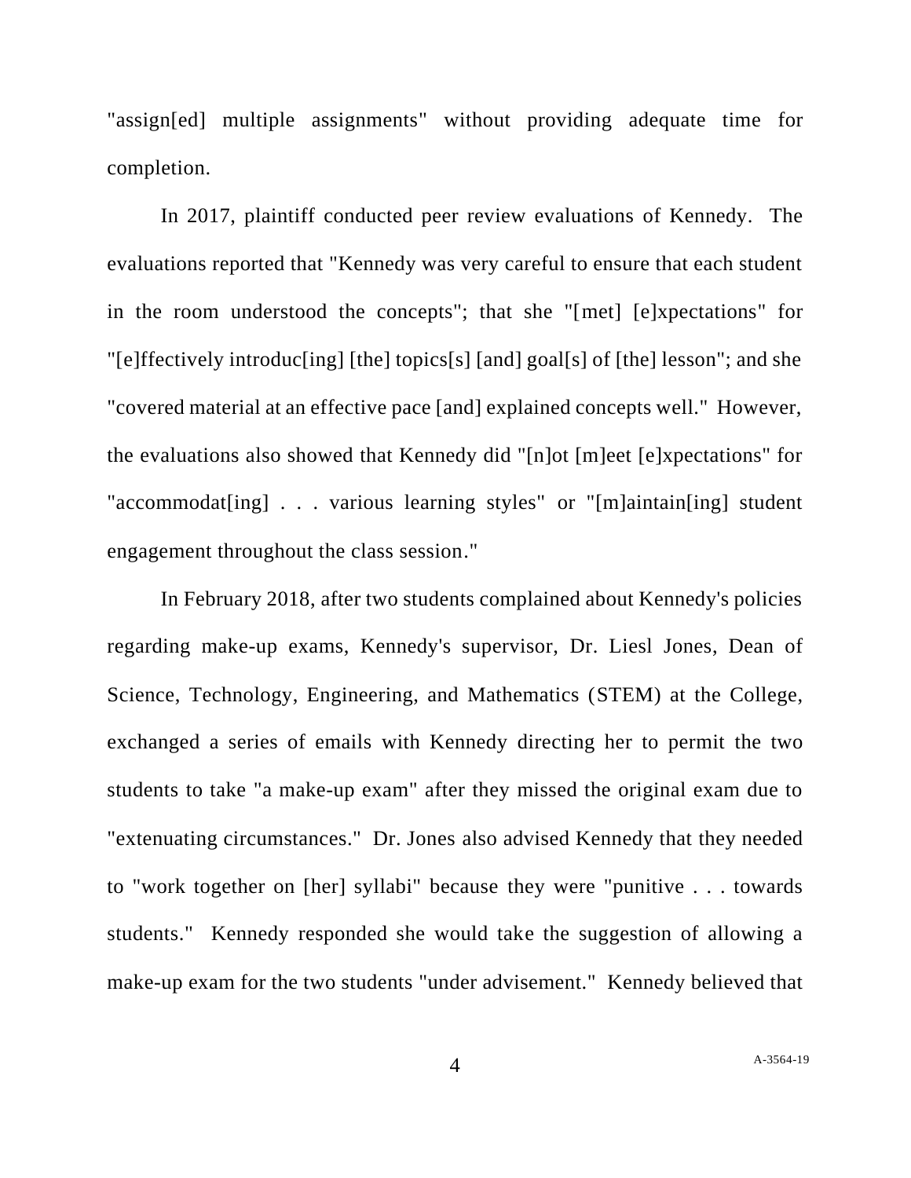"assign[ed] multiple assignments" without providing adequate time for completion.

In 2017, plaintiff conducted peer review evaluations of Kennedy. The evaluations reported that "Kennedy was very careful to ensure that each student in the room understood the concepts"; that she "[met] [e]xpectations" for "[e]ffectively introduc[ing] [the] topics[s] [and] goal[s] of [the] lesson"; and she "covered material at an effective pace [and] explained concepts well." However, the evaluations also showed that Kennedy did "[n]ot [m]eet [e]xpectations" for "accommodat[ing] . . . various learning styles" or "[m]aintain[ing] student engagement throughout the class session."

In February 2018, after two students complained about Kennedy's policies regarding make-up exams, Kennedy's supervisor, Dr. Liesl Jones, Dean of Science, Technology, Engineering, and Mathematics (STEM) at the College, exchanged a series of emails with Kennedy directing her to permit the two students to take "a make-up exam" after they missed the original exam due to "extenuating circumstances." Dr. Jones also advised Kennedy that they needed to "work together on [her] syllabi" because they were "punitive . . . towards students." Kennedy responded she would take the suggestion of allowing a make-up exam for the two students "under advisement." Kennedy believed that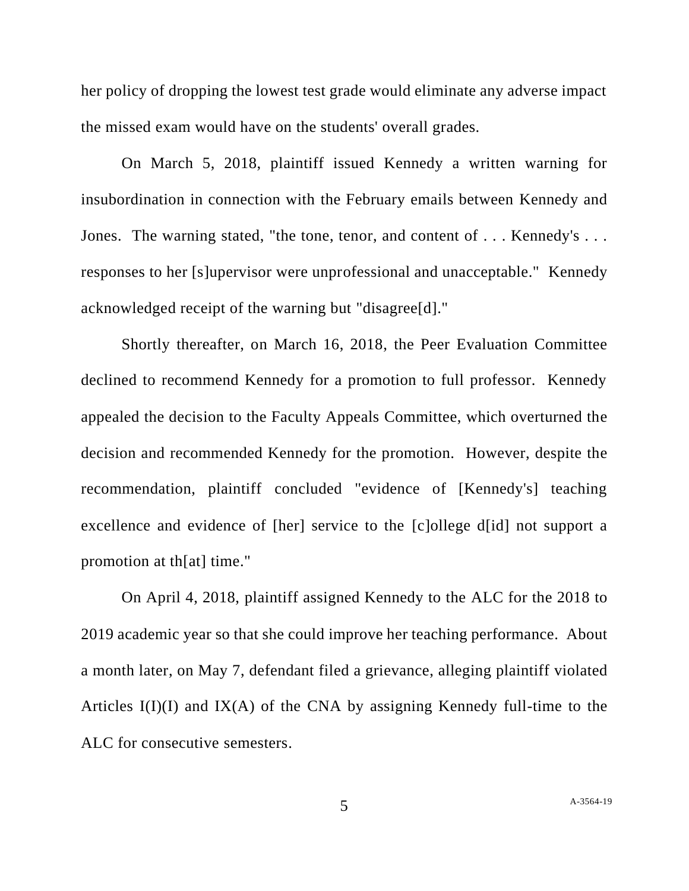her policy of dropping the lowest test grade would eliminate any adverse impact the missed exam would have on the students' overall grades.

On March 5, 2018, plaintiff issued Kennedy a written warning for insubordination in connection with the February emails between Kennedy and Jones. The warning stated, "the tone, tenor, and content of . . . Kennedy's . . . responses to her [s]upervisor were unprofessional and unacceptable." Kennedy acknowledged receipt of the warning but "disagree[d]."

Shortly thereafter, on March 16, 2018, the Peer Evaluation Committee declined to recommend Kennedy for a promotion to full professor. Kennedy appealed the decision to the Faculty Appeals Committee, which overturned the decision and recommended Kennedy for the promotion. However, despite the recommendation, plaintiff concluded "evidence of [Kennedy's] teaching excellence and evidence of [her] service to the [c]ollege d[id] not support a promotion at th[at] time."

On April 4, 2018, plaintiff assigned Kennedy to the ALC for the 2018 to 2019 academic year so that she could improve her teaching performance. About a month later, on May 7, defendant filed a grievance, alleging plaintiff violated Articles I(I)(I) and IX(A) of the CNA by assigning Kennedy full-time to the ALC for consecutive semesters.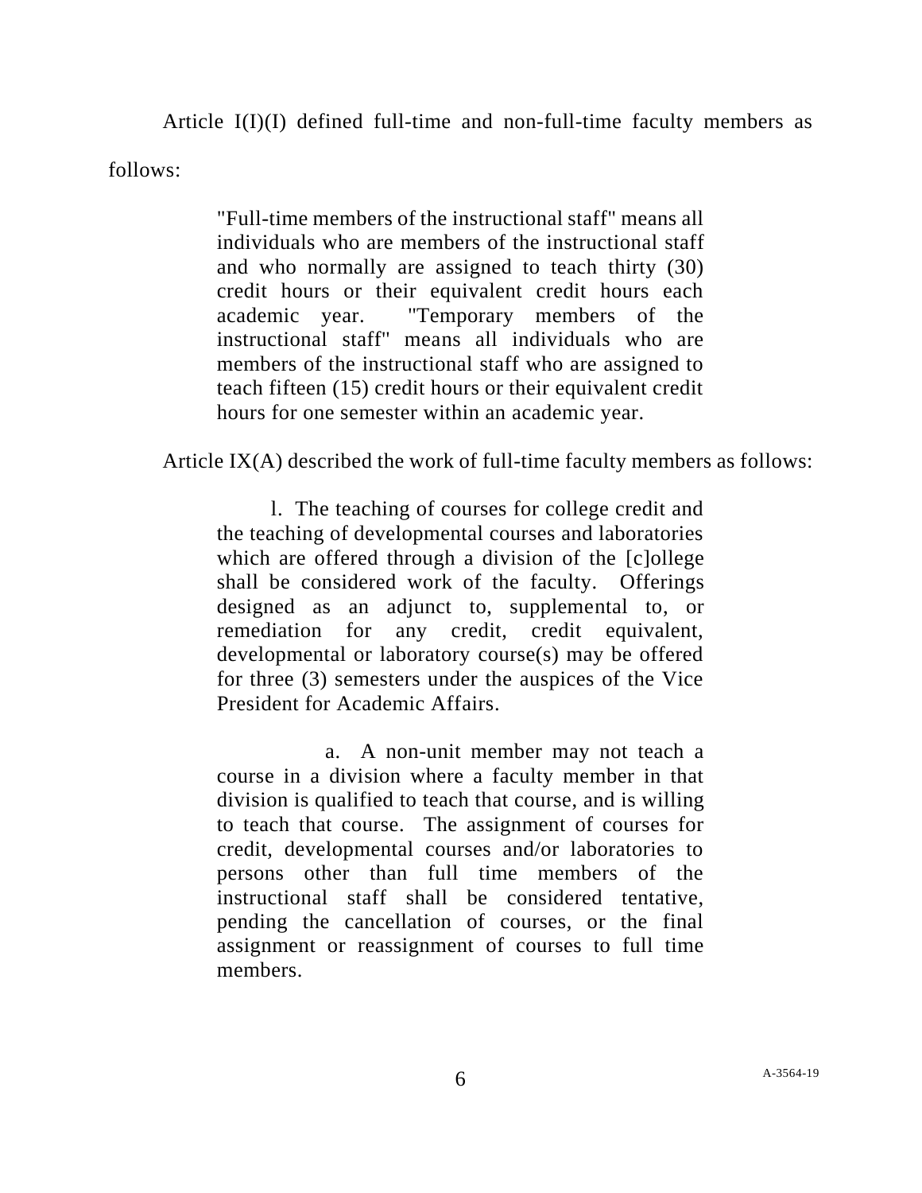Article I(I)(I) defined full-time and non-full-time faculty members as follows:

> "Full-time members of the instructional staff" means all individuals who are members of the instructional staff and who normally are assigned to teach thirty (30) credit hours or their equivalent credit hours each academic year. "Temporary members of the instructional staff" means all individuals who are members of the instructional staff who are assigned to teach fifteen (15) credit hours or their equivalent credit hours for one semester within an academic year.

Article IX(A) described the work of full-time faculty members as follows:

> l. The teaching of courses for college credit and the teaching of developmental courses and laboratories which are offered through a division of the [c]ollege shall be considered work of the faculty. Offerings designed as an adjunct to, supplemental to, or remediation for any credit, credit equivalent, developmental or laboratory course(s) may be offered for three (3) semesters under the auspices of the Vice President for Academic Affairs.
>
> a. A non-unit member may not teach a course in a division where a faculty member in that division is qualified to teach that course, and is willing to teach that course. The assignment of courses for credit, developmental courses and/or laboratories to persons other than full time members of the instructional staff shall be considered tentative, pending the cancellation of courses, or the final assignment or reassignment of courses to full time members.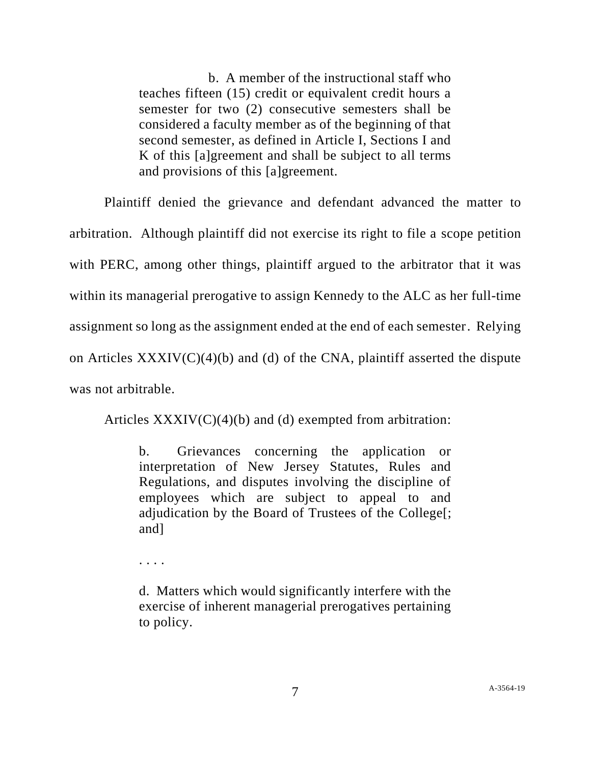> b. A member of the instructional staff who teaches fifteen (15) credit or equivalent credit hours a semester for two (2) consecutive semesters shall be considered a faculty member as of the beginning of that second semester, as defined in Article I, Sections I and K of this [a]greement and shall be subject to all terms and provisions of this [a]greement.

Plaintiff denied the grievance and defendant advanced the matter to arbitration. Although plaintiff did not exercise its right to file a scope petition with PERC, among other things, plaintiff argued to the arbitrator that it was within its managerial prerogative to assign Kennedy to the ALC as her full-time assignment so long as the assignment ended at the end of each semester. Relying on Articles XXXIV(C)(4)(b) and (d) of the CNA, plaintiff asserted the dispute was not arbitrable.

Articles XXXIV(C)(4)(b) and (d) exempted from arbitration:

> b. Grievances concerning the application or interpretation of New Jersey Statutes, Rules and Regulations, and disputes involving the discipline of employees which are subject to appeal to and adjudication by the Board of Trustees of the College[; and]
>
> . . . .
>
> d. Matters which would significantly interfere with the exercise of inherent managerial prerogatives pertaining to policy.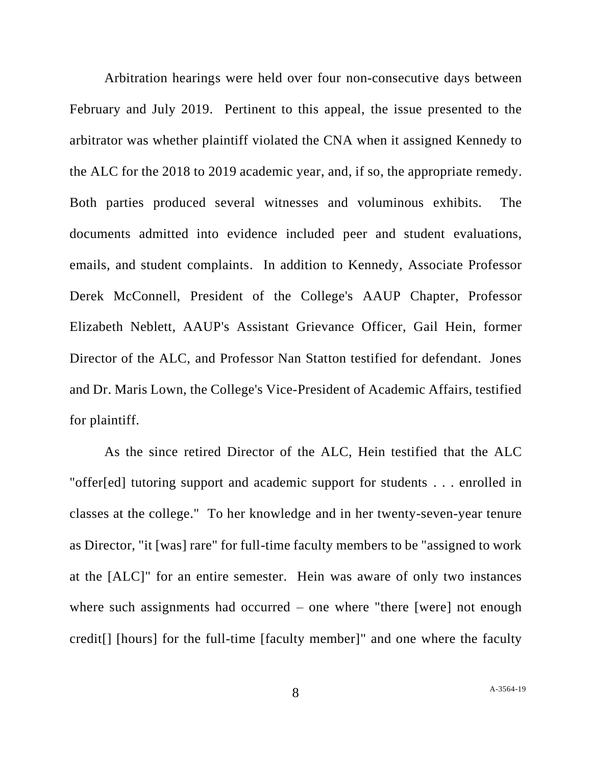Arbitration hearings were held over four non-consecutive days between February and July 2019. Pertinent to this appeal, the issue presented to the arbitrator was whether plaintiff violated the CNA when it assigned Kennedy to the ALC for the 2018 to 2019 academic year, and, if so, the appropriate remedy. Both parties produced several witnesses and voluminous exhibits. The documents admitted into evidence included peer and student evaluations, emails, and student complaints. In addition to Kennedy, Associate Professor Derek McConnell, President of the College's AAUP Chapter, Professor Elizabeth Neblett, AAUP's Assistant Grievance Officer, Gail Hein, former Director of the ALC, and Professor Nan Statton testified for defendant. Jones and Dr. Maris Lown, the College's Vice-President of Academic Affairs, testified for plaintiff.

As the since retired Director of the ALC, Hein testified that the ALC "offer[ed] tutoring support and academic support for students . . . enrolled in classes at the college." To her knowledge and in her twenty-seven-year tenure as Director, "it [was] rare" for full-time faculty members to be "assigned to work at the [ALC]" for an entire semester. Hein was aware of only two instances where such assignments had occurred – one where "there [were] not enough credit[] [hours] for the full-time [faculty member]" and one where the faculty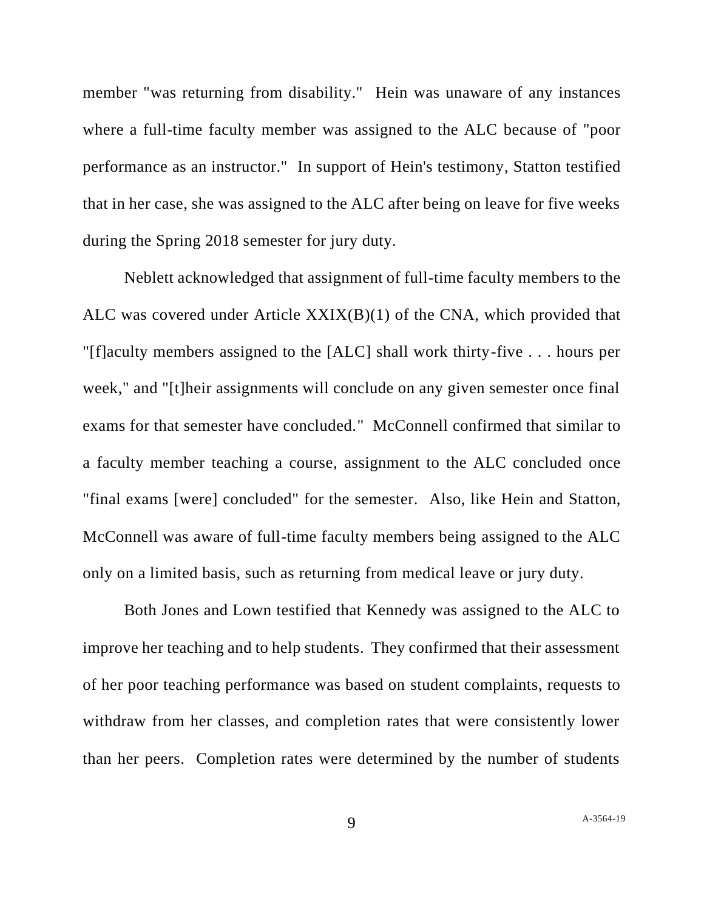member "was returning from disability." Hein was unaware of any instances where a full-time faculty member was assigned to the ALC because of "poor performance as an instructor." In support of Hein's testimony, Statton testified that in her case, she was assigned to the ALC after being on leave for five weeks during the Spring 2018 semester for jury duty.

Neblett acknowledged that assignment of full-time faculty members to the ALC was covered under Article XXIX(B)(1) of the CNA, which provided that "[f]aculty members assigned to the [ALC] shall work thirty-five . . . hours per week," and "[t]heir assignments will conclude on any given semester once final exams for that semester have concluded." McConnell confirmed that similar to a faculty member teaching a course, assignment to the ALC concluded once "final exams [were] concluded" for the semester. Also, like Hein and Statton, McConnell was aware of full-time faculty members being assigned to the ALC only on a limited basis, such as returning from medical leave or jury duty.

Both Jones and Lown testified that Kennedy was assigned to the ALC to improve her teaching and to help students. They confirmed that their assessment of her poor teaching performance was based on student complaints, requests to withdraw from her classes, and completion rates that were consistently lower than her peers. Completion rates were determined by the number of students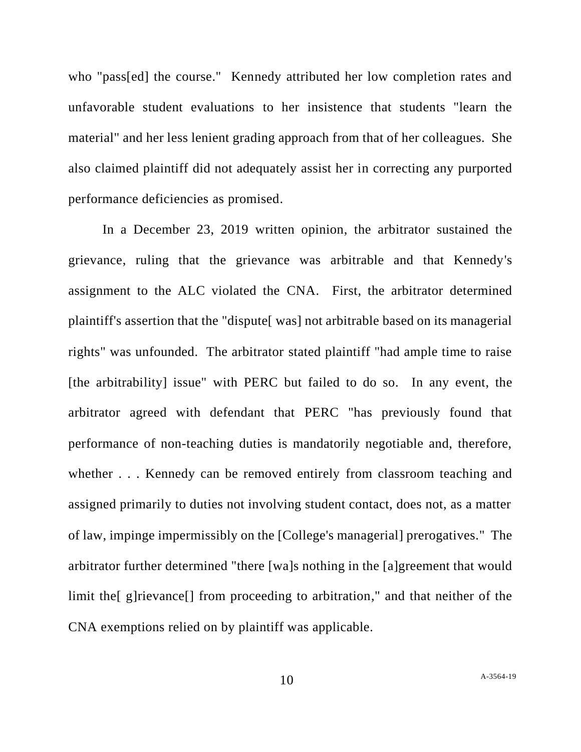who "pass[ed] the course." Kennedy attributed her low completion rates and unfavorable student evaluations to her insistence that students "learn the material" and her less lenient grading approach from that of her colleagues. She also claimed plaintiff did not adequately assist her in correcting any purported performance deficiencies as promised.

In a December 23, 2019 written opinion, the arbitrator sustained the grievance, ruling that the grievance was arbitrable and that Kennedy's assignment to the ALC violated the CNA. First, the arbitrator determined plaintiff's assertion that the "dispute[ was] not arbitrable based on its managerial rights" was unfounded. The arbitrator stated plaintiff "had ample time to raise [the arbitrability] issue" with PERC but failed to do so. In any event, the arbitrator agreed with defendant that PERC "has previously found that performance of non-teaching duties is mandatorily negotiable and, therefore, whether . . . Kennedy can be removed entirely from classroom teaching and assigned primarily to duties not involving student contact, does not, as a matter of law, impinge impermissibly on the [College's managerial] prerogatives." The arbitrator further determined "there [wa]s nothing in the [a]greement that would limit the[ g]rievance[] from proceeding to arbitration," and that neither of the CNA exemptions relied on by plaintiff was applicable.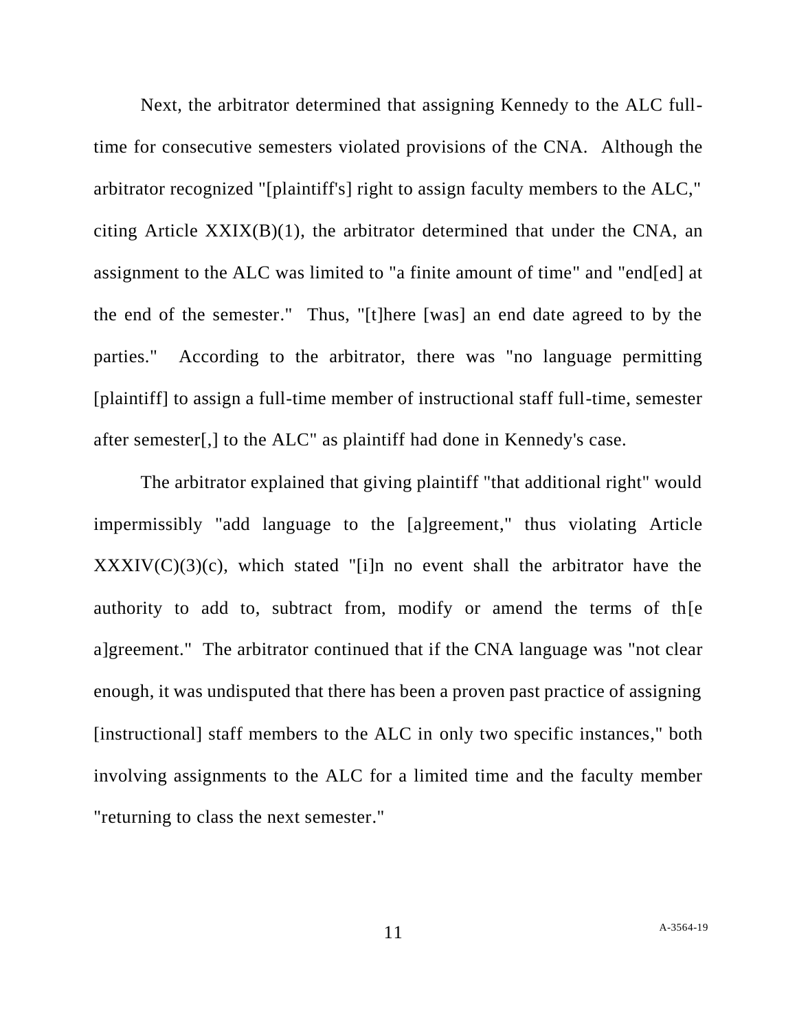Next, the arbitrator determined that assigning Kennedy to the ALC full-time for consecutive semesters violated provisions of the CNA. Although the arbitrator recognized "[plaintiff's] right to assign faculty members to the ALC," citing Article XXIX(B)(1), the arbitrator determined that under the CNA, an assignment to the ALC was limited to "a finite amount of time" and "end[ed] at the end of the semester." Thus, "[t]here [was] an end date agreed to by the parties." According to the arbitrator, there was "no language permitting [plaintiff] to assign a full-time member of instructional staff full-time, semester after semester[,] to the ALC" as plaintiff had done in Kennedy's case.

The arbitrator explained that giving plaintiff "that additional right" would impermissibly "add language to the [a]greement," thus violating Article XXXIV(C)(3)(c), which stated "[i]n no event shall the arbitrator have the authority to add to, subtract from, modify or amend the terms of th[e a]greement." The arbitrator continued that if the CNA language was "not clear enough, it was undisputed that there has been a proven past practice of assigning [instructional] staff members to the ALC in only two specific instances," both involving assignments to the ALC for a limited time and the faculty member "returning to class the next semester."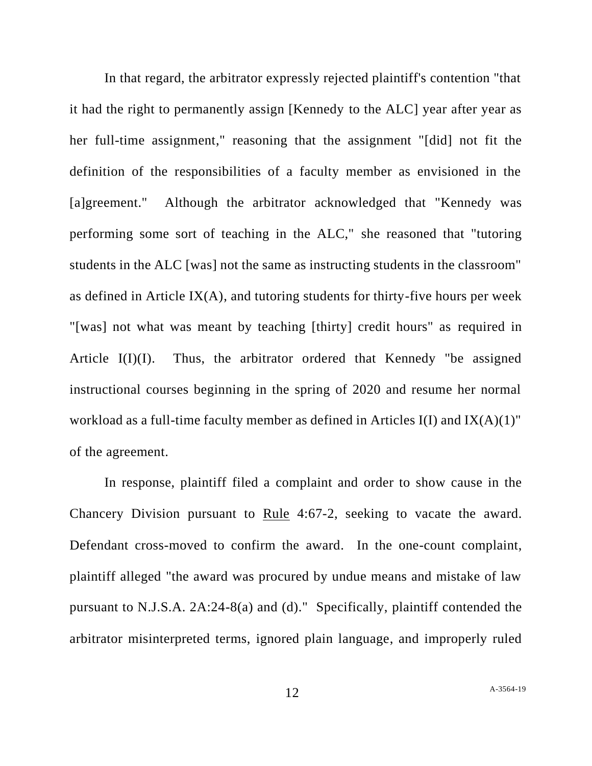In that regard, the arbitrator expressly rejected plaintiff's contention "that it had the right to permanently assign [Kennedy to the ALC] year after year as her full-time assignment," reasoning that the assignment "[did] not fit the definition of the responsibilities of a faculty member as envisioned in the [a]greement." Although the arbitrator acknowledged that "Kennedy was performing some sort of teaching in the ALC," she reasoned that "tutoring students in the ALC [was] not the same as instructing students in the classroom" as defined in Article IX(A), and tutoring students for thirty-five hours per week "[was] not what was meant by teaching [thirty] credit hours" as required in Article I(I)(I). Thus, the arbitrator ordered that Kennedy "be assigned instructional courses beginning in the spring of 2020 and resume her normal workload as a full-time faculty member as defined in Articles I(I) and IX(A)(1)" of the agreement.

In response, plaintiff filed a complaint and order to show cause in the Chancery Division pursuant to Rule 4:67-2, seeking to vacate the award. Defendant cross-moved to confirm the award. In the one-count complaint, plaintiff alleged "the award was procured by undue means and mistake of law pursuant to N.J.S.A. 2A:24-8(a) and (d)." Specifically, plaintiff contended the arbitrator misinterpreted terms, ignored plain language, and improperly ruled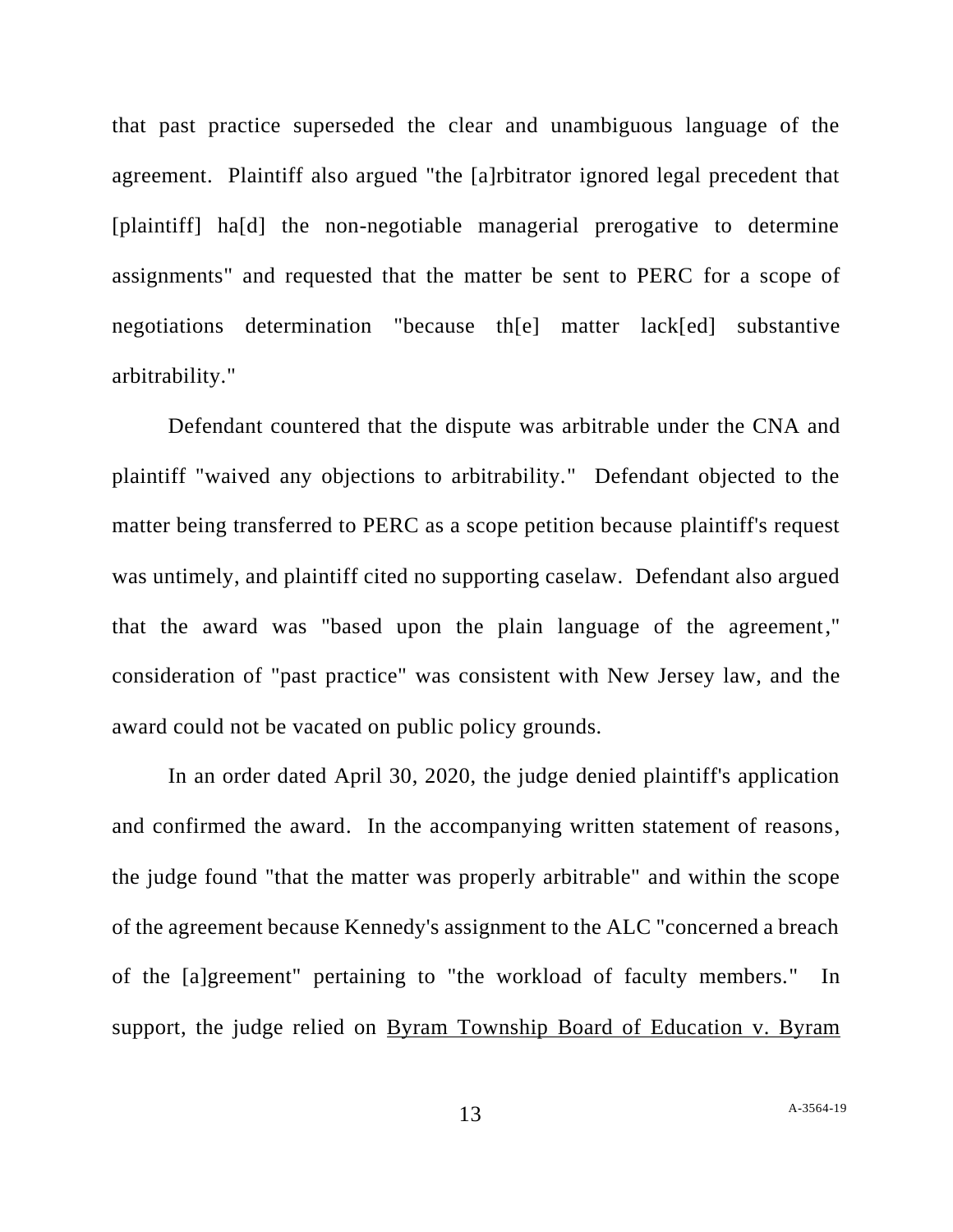that past practice superseded the clear and unambiguous language of the agreement. Plaintiff also argued "the [a]rbitrator ignored legal precedent that [plaintiff] ha[d] the non-negotiable managerial prerogative to determine assignments" and requested that the matter be sent to PERC for a scope of negotiations determination "because th[e] matter lack[ed] substantive arbitrability."

Defendant countered that the dispute was arbitrable under the CNA and plaintiff "waived any objections to arbitrability." Defendant objected to the matter being transferred to PERC as a scope petition because plaintiff's request was untimely, and plaintiff cited no supporting caselaw. Defendant also argued that the award was "based upon the plain language of the agreement," consideration of "past practice" was consistent with New Jersey law, and the award could not be vacated on public policy grounds.

In an order dated April 30, 2020, the judge denied plaintiff's application and confirmed the award. In the accompanying written statement of reasons, the judge found "that the matter was properly arbitrable" and within the scope of the agreement because Kennedy's assignment to the ALC "concerned a breach of the [a]greement" pertaining to "the workload of faculty members." In support, the judge relied on <u>Byram Township Board of Education v. Byram</u>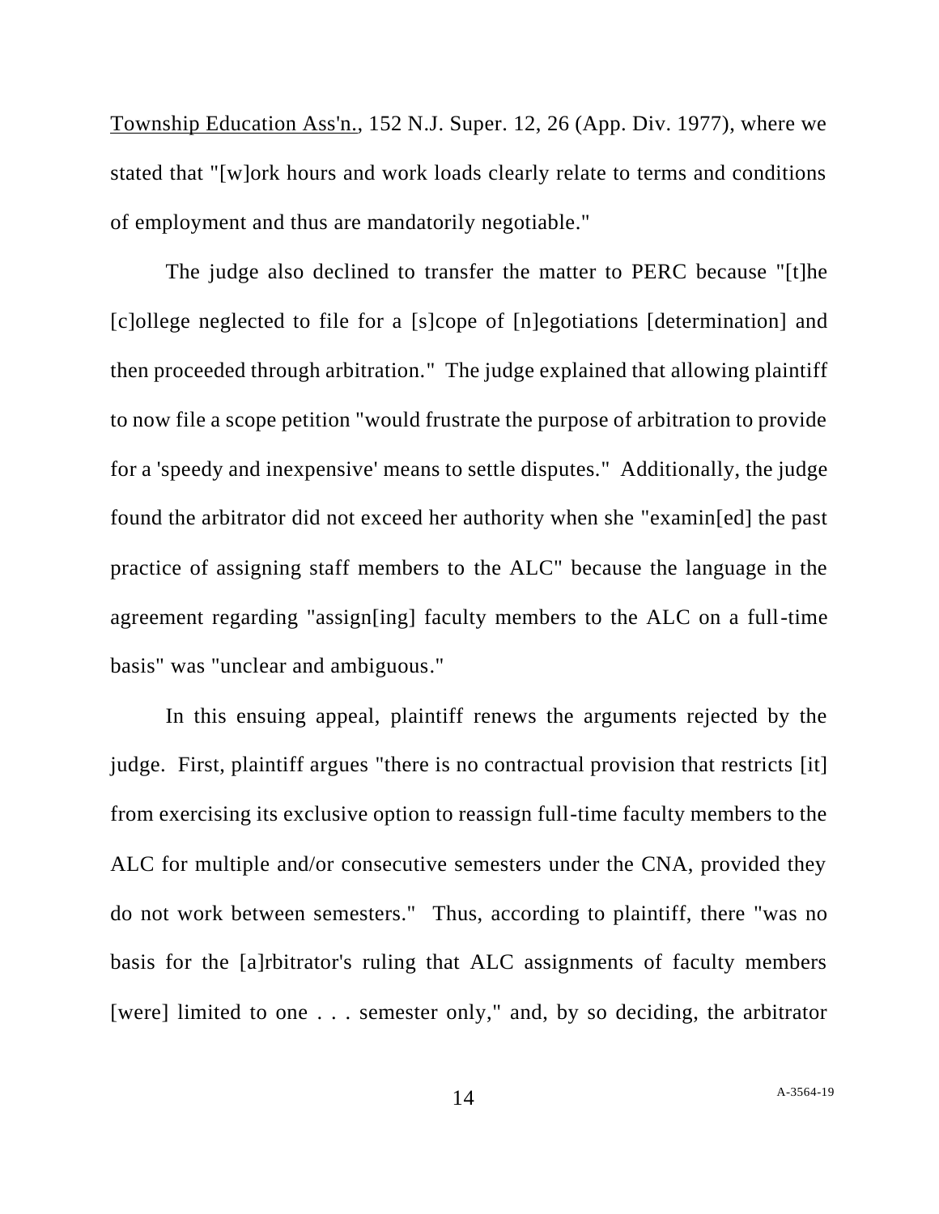Township Education Ass'n., 152 N.J. Super. 12, 26 (App. Div. 1977), where we stated that "[w]ork hours and work loads clearly relate to terms and conditions of employment and thus are mandatorily negotiable."

The judge also declined to transfer the matter to PERC because "[t]he [c]ollege neglected to file for a [s]cope of [n]egotiations [determination] and then proceeded through arbitration." The judge explained that allowing plaintiff to now file a scope petition "would frustrate the purpose of arbitration to provide for a 'speedy and inexpensive' means to settle disputes." Additionally, the judge found the arbitrator did not exceed her authority when she "examin[ed] the past practice of assigning staff members to the ALC" because the language in the agreement regarding "assign[ing] faculty members to the ALC on a full-time basis" was "unclear and ambiguous."

In this ensuing appeal, plaintiff renews the arguments rejected by the judge. First, plaintiff argues "there is no contractual provision that restricts [it] from exercising its exclusive option to reassign full-time faculty members to the ALC for multiple and/or consecutive semesters under the CNA, provided they do not work between semesters." Thus, according to plaintiff, there "was no basis for the [a]rbitrator's ruling that ALC assignments of faculty members [were] limited to one . . . semester only," and, by so deciding, the arbitrator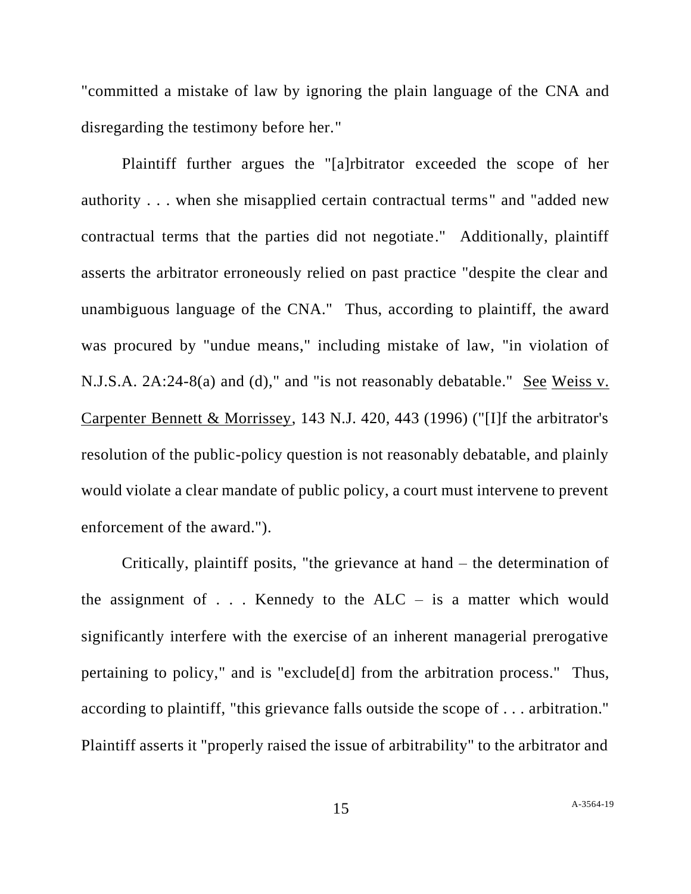"committed a mistake of law by ignoring the plain language of the CNA and disregarding the testimony before her."

Plaintiff further argues the "[a]rbitrator exceeded the scope of her authority . . . when she misapplied certain contractual terms" and "added new contractual terms that the parties did not negotiate." Additionally, plaintiff asserts the arbitrator erroneously relied on past practice "despite the clear and unambiguous language of the CNA." Thus, according to plaintiff, the award was procured by "undue means," including mistake of law, "in violation of N.J.S.A. 2A:24-8(a) and (d)," and "is not reasonably debatable." See Weiss v. Carpenter Bennett & Morrissey, 143 N.J. 420, 443 (1996) ("[I]f the arbitrator's resolution of the public-policy question is not reasonably debatable, and plainly would violate a clear mandate of public policy, a court must intervene to prevent enforcement of the award.").

Critically, plaintiff posits, "the grievance at hand – the determination of the assignment of . . . Kennedy to the ALC – is a matter which would significantly interfere with the exercise of an inherent managerial prerogative pertaining to policy," and is "exclude[d] from the arbitration process." Thus, according to plaintiff, "this grievance falls outside the scope of . . . arbitration." Plaintiff asserts it "properly raised the issue of arbitrability" to the arbitrator and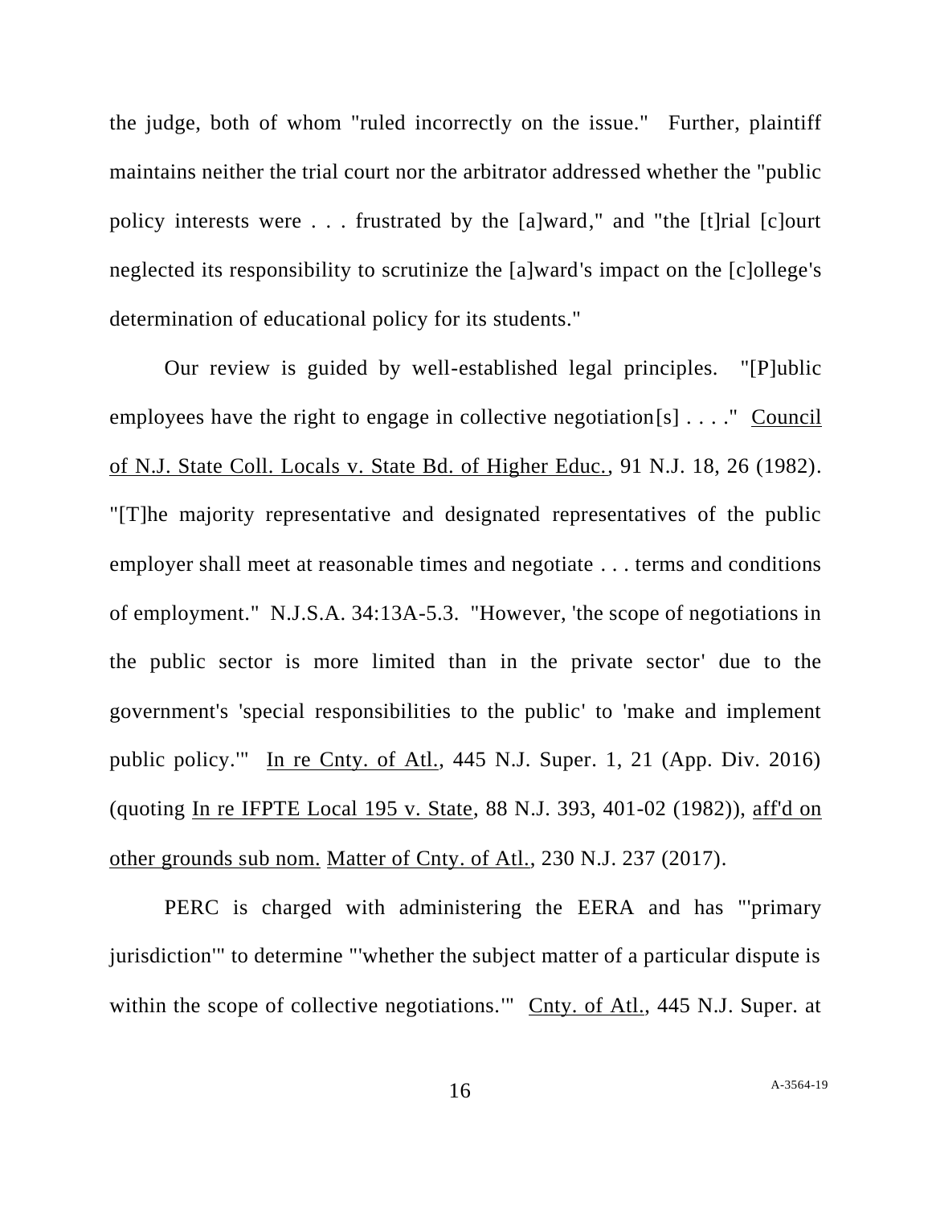the judge, both of whom "ruled incorrectly on the issue." Further, plaintiff maintains neither the trial court nor the arbitrator addressed whether the "public policy interests were . . . frustrated by the [a]ward," and "the [t]rial [c]ourt neglected its responsibility to scrutinize the [a]ward's impact on the [c]ollege's determination of educational policy for its students."

Our review is guided by well-established legal principles. "[P]ublic employees have the right to engage in collective negotiation[s] . . . ." Council of N.J. State Coll. Locals v. State Bd. of Higher Educ., 91 N.J. 18, 26 (1982). "[T]he majority representative and designated representatives of the public employer shall meet at reasonable times and negotiate . . . terms and conditions of employment." N.J.S.A. 34:13A-5.3. "However, 'the scope of negotiations in the public sector is more limited than in the private sector' due to the government's 'special responsibilities to the public' to 'make and implement public policy.'" In re Cnty. of Atl., 445 N.J. Super. 1, 21 (App. Div. 2016) (quoting In re IFPTE Local 195 v. State, 88 N.J. 393, 401-02 (1982)), aff'd on other grounds sub nom. Matter of Cnty. of Atl., 230 N.J. 237 (2017).

PERC is charged with administering the EERA and has "'primary jurisdiction'" to determine "'whether the subject matter of a particular dispute is within the scope of collective negotiations.'" Cnty. of Atl., 445 N.J. Super. at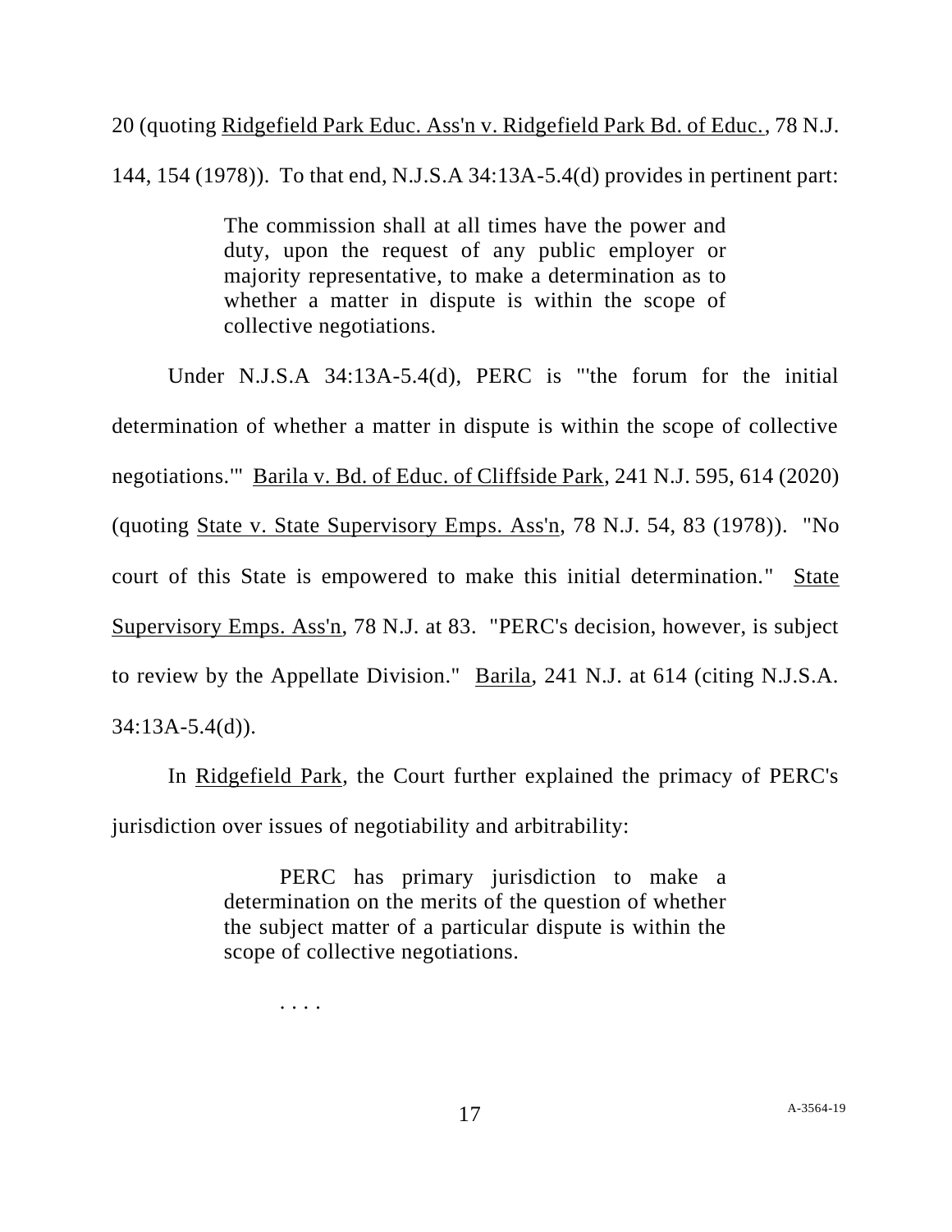20 (quoting Ridgefield Park Educ. Ass'n v. Ridgefield Park Bd. of Educ., 78 N.J. 144, 154 (1978)). To that end, N.J.S.A 34:13A-5.4(d) provides in pertinent part:

> The commission shall at all times have the power and duty, upon the request of any public employer or majority representative, to make a determination as to whether a matter in dispute is within the scope of collective negotiations.

Under N.J.S.A 34:13A-5.4(d), PERC is "'the forum for the initial determination of whether a matter in dispute is within the scope of collective negotiations.'" Barila v. Bd. of Educ. of Cliffside Park, 241 N.J. 595, 614 (2020) (quoting State v. State Supervisory Emps. Ass'n, 78 N.J. 54, 83 (1978)). "No court of this State is empowered to make this initial determination." State Supervisory Emps. Ass'n, 78 N.J. at 83. "PERC's decision, however, is subject to review by the Appellate Division." Barila, 241 N.J. at 614 (citing N.J.S.A. 34:13A-5.4(d)).

In Ridgefield Park, the Court further explained the primacy of PERC's jurisdiction over issues of negotiability and arbitrability:

> PERC has primary jurisdiction to make a determination on the merits of the question of whether the subject matter of a particular dispute is within the scope of collective negotiations.
>
> . . . .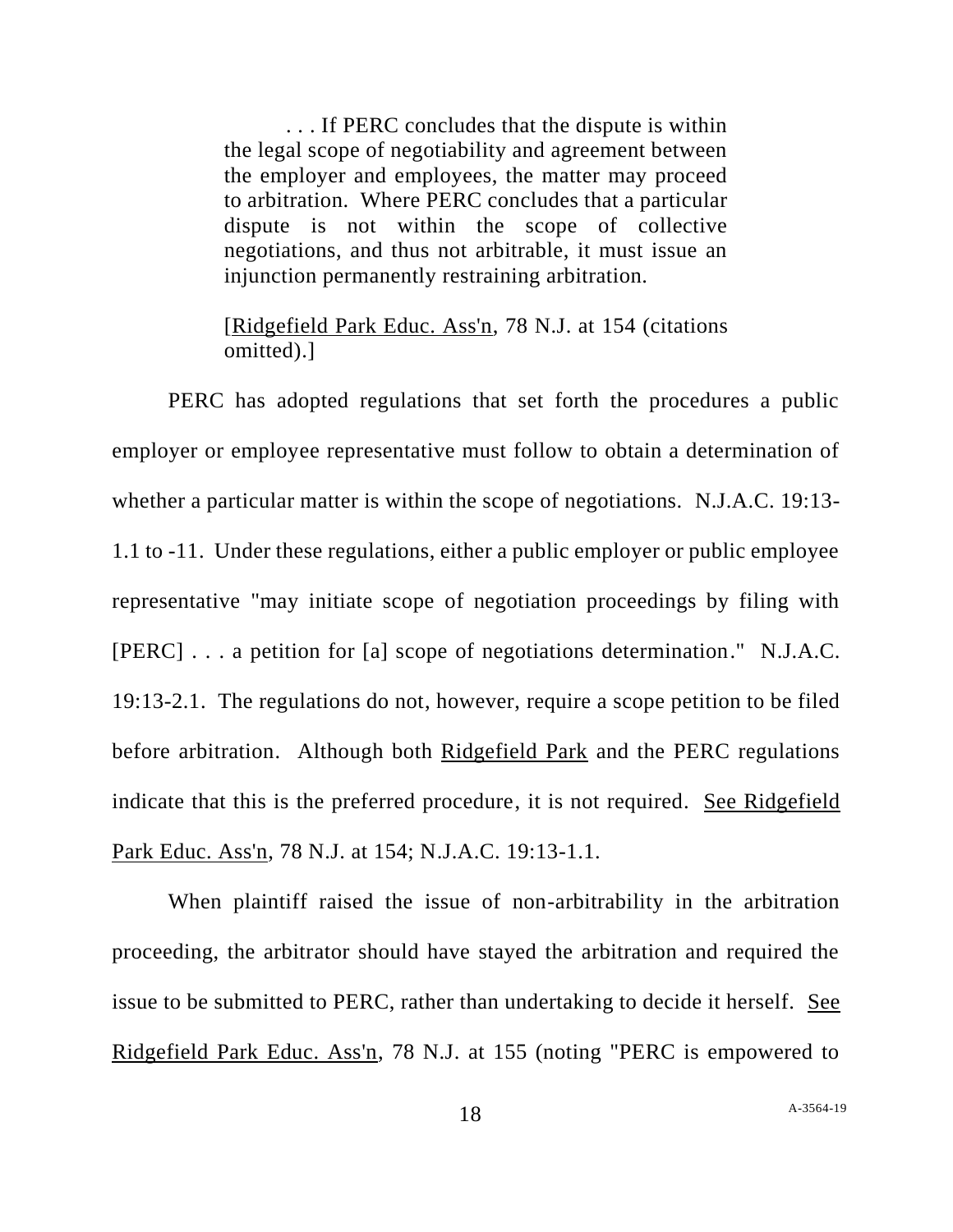> . . . If PERC concludes that the dispute is within the legal scope of negotiability and agreement between the employer and employees, the matter may proceed to arbitration. Where PERC concludes that a particular dispute is not within the scope of collective negotiations, and thus not arbitrable, it must issue an injunction permanently restraining arbitration.
>
> [Ridgefield Park Educ. Ass'n, 78 N.J. at 154 (citations omitted).]

PERC has adopted regulations that set forth the procedures a public employer or employee representative must follow to obtain a determination of whether a particular matter is within the scope of negotiations. N.J.A.C. 19:13-1.1 to -11. Under these regulations, either a public employer or public employee representative "may initiate scope of negotiation proceedings by filing with [PERC] . . . a petition for [a] scope of negotiations determination." N.J.A.C. 19:13-2.1. The regulations do not, however, require a scope petition to be filed before arbitration. Although both Ridgefield Park and the PERC regulations indicate that this is the preferred procedure, it is not required. See Ridgefield Park Educ. Ass'n, 78 N.J. at 154; N.J.A.C. 19:13-1.1.

When plaintiff raised the issue of non-arbitrability in the arbitration proceeding, the arbitrator should have stayed the arbitration and required the issue to be submitted to PERC, rather than undertaking to decide it herself. See Ridgefield Park Educ. Ass'n, 78 N.J. at 155 (noting "PERC is empowered to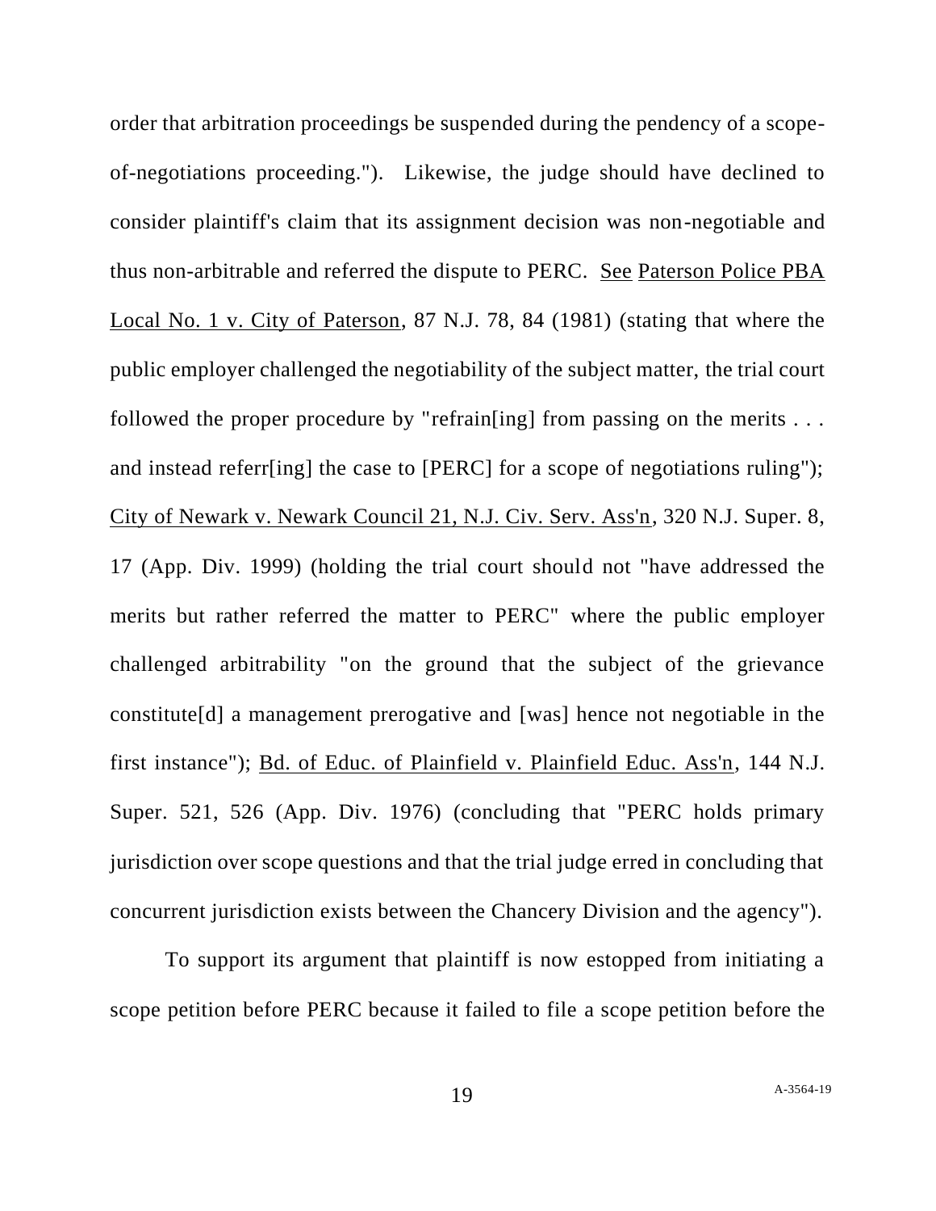order that arbitration proceedings be suspended during the pendency of a scope-of-negotiations proceeding."). Likewise, the judge should have declined to consider plaintiff's claim that its assignment decision was non-negotiable and thus non-arbitrable and referred the dispute to PERC. See Paterson Police PBA Local No. 1 v. City of Paterson, 87 N.J. 78, 84 (1981) (stating that where the public employer challenged the negotiability of the subject matter, the trial court followed the proper procedure by "refrain[ing] from passing on the merits . . . and instead referr[ing] the case to [PERC] for a scope of negotiations ruling"); City of Newark v. Newark Council 21, N.J. Civ. Serv. Ass'n, 320 N.J. Super. 8, 17 (App. Div. 1999) (holding the trial court should not "have addressed the merits but rather referred the matter to PERC" where the public employer challenged arbitrability "on the ground that the subject of the grievance constitute[d] a management prerogative and [was] hence not negotiable in the first instance"); Bd. of Educ. of Plainfield v. Plainfield Educ. Ass'n, 144 N.J. Super. 521, 526 (App. Div. 1976) (concluding that "PERC holds primary jurisdiction over scope questions and that the trial judge erred in concluding that concurrent jurisdiction exists between the Chancery Division and the agency").

To support its argument that plaintiff is now estopped from initiating a scope petition before PERC because it failed to file a scope petition before the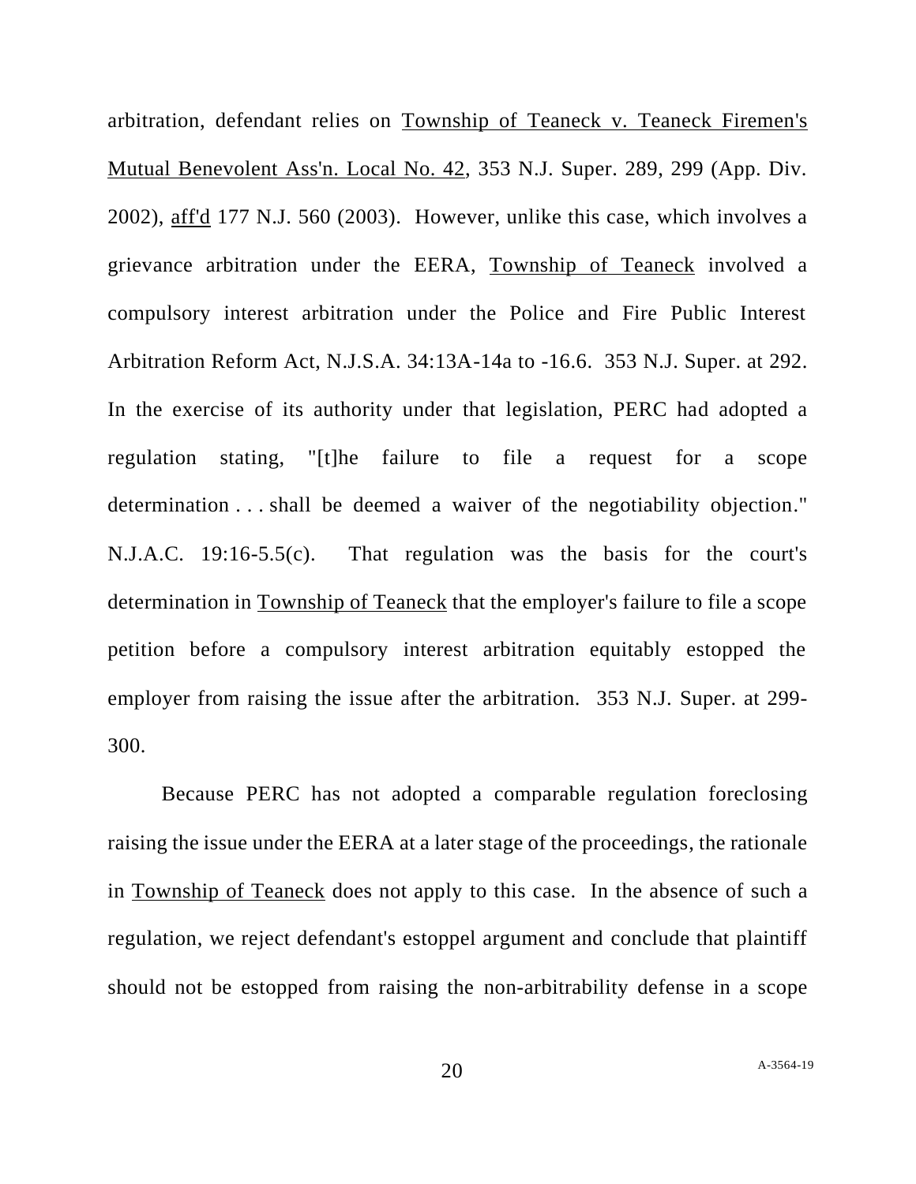arbitration, defendant relies on Township of Teaneck v. Teaneck Firemen's Mutual Benevolent Ass'n. Local No. 42, 353 N.J. Super. 289, 299 (App. Div. 2002), aff'd 177 N.J. 560 (2003). However, unlike this case, which involves a grievance arbitration under the EERA, Township of Teaneck involved a compulsory interest arbitration under the Police and Fire Public Interest Arbitration Reform Act, N.J.S.A. 34:13A-14a to -16.6. 353 N.J. Super. at 292. In the exercise of its authority under that legislation, PERC had adopted a regulation stating, "[t]he failure to file a request for a scope determination . . . shall be deemed a waiver of the negotiability objection." N.J.A.C. 19:16-5.5(c). That regulation was the basis for the court's determination in Township of Teaneck that the employer's failure to file a scope petition before a compulsory interest arbitration equitably estopped the employer from raising the issue after the arbitration. 353 N.J. Super. at 299-300.

Because PERC has not adopted a comparable regulation foreclosing raising the issue under the EERA at a later stage of the proceedings, the rationale in Township of Teaneck does not apply to this case. In the absence of such a regulation, we reject defendant's estoppel argument and conclude that plaintiff should not be estopped from raising the non-arbitrability defense in a scope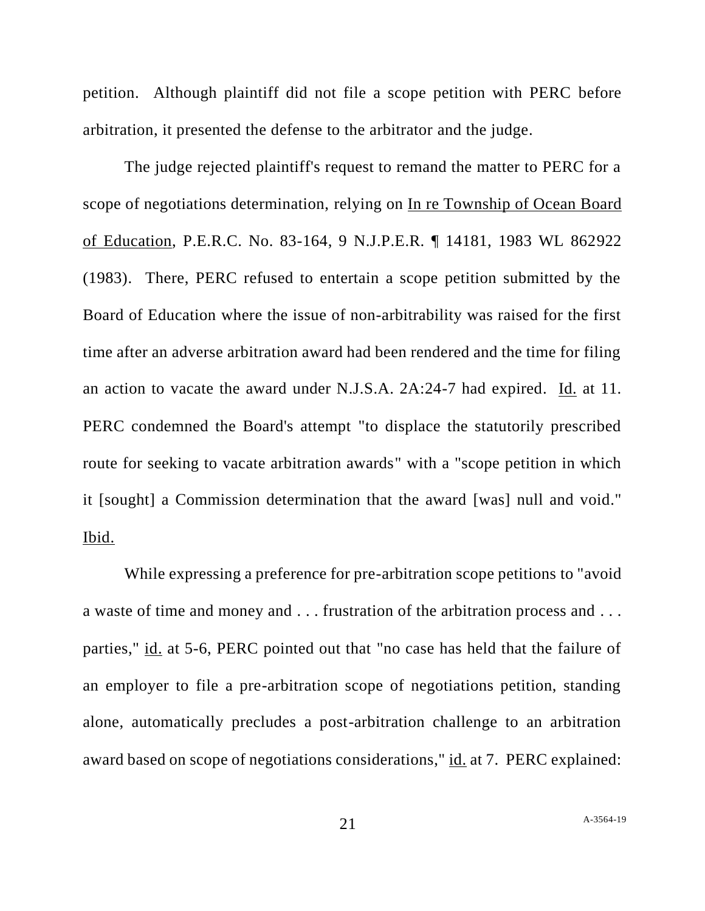petition. Although plaintiff did not file a scope petition with PERC before arbitration, it presented the defense to the arbitrator and the judge.

The judge rejected plaintiff's request to remand the matter to PERC for a scope of negotiations determination, relying on <u>In re Township of Ocean Board of Education</u>, P.E.R.C. No. 83-164, 9 N.J.P.E.R. ¶ 14181, 1983 WL 862922 (1983). There, PERC refused to entertain a scope petition submitted by the Board of Education where the issue of non-arbitrability was raised for the first time after an adverse arbitration award had been rendered and the time for filing an action to vacate the award under N.J.S.A. 2A:24-7 had expired. <u>Id.</u> at 11. PERC condemned the Board's attempt "to displace the statutorily prescribed route for seeking to vacate arbitration awards" with a "scope petition in which it [sought] a Commission determination that the award [was] null and void." <u>Ibid.</u>

While expressing a preference for pre-arbitration scope petitions to "avoid a waste of time and money and . . . frustration of the arbitration process and . . . parties," <u>id.</u> at 5-6, PERC pointed out that "no case has held that the failure of an employer to file a pre-arbitration scope of negotiations petition, standing alone, automatically precludes a post-arbitration challenge to an arbitration award based on scope of negotiations considerations," <u>id.</u> at 7. PERC explained: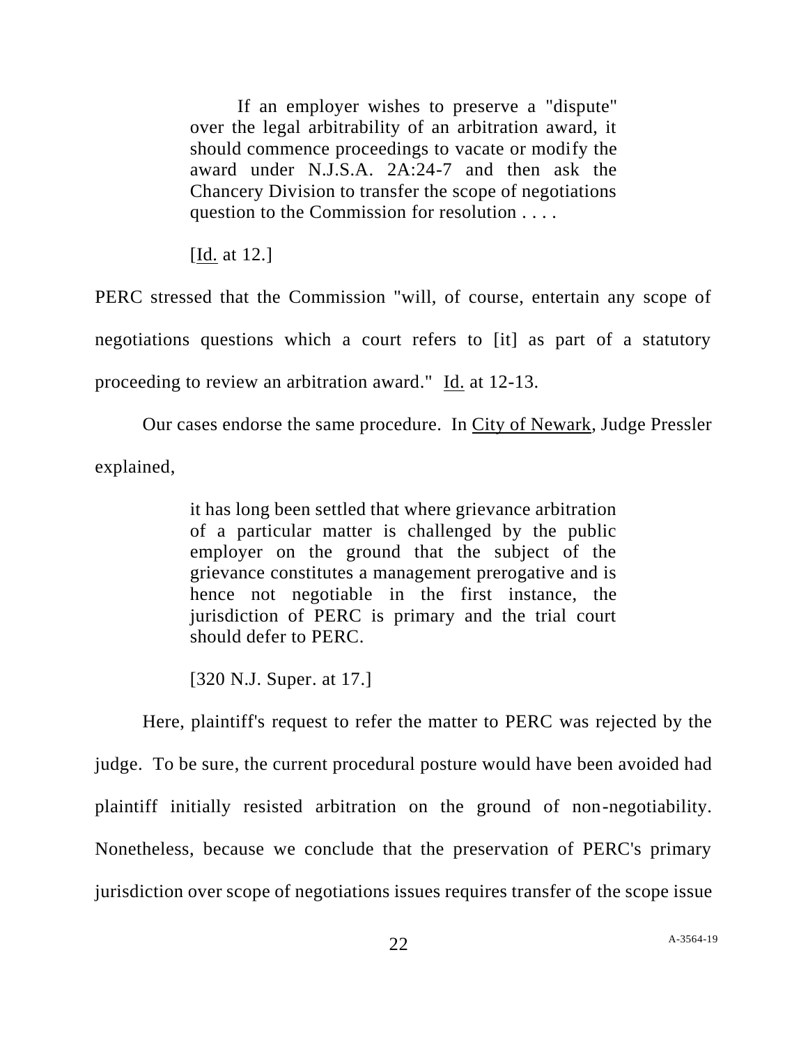> If an employer wishes to preserve a "dispute" over the legal arbitrability of an arbitration award, it should commence proceedings to vacate or modify the award under N.J.S.A. 2A:24-7 and then ask the Chancery Division to transfer the scope of negotiations question to the Commission for resolution . . . .
>
> [Id. at 12.]

PERC stressed that the Commission "will, of course, entertain any scope of negotiations questions which a court refers to [it] as part of a statutory proceeding to review an arbitration award." Id. at 12-13.

Our cases endorse the same procedure. In City of Newark, Judge Pressler explained,

> it has long been settled that where grievance arbitration of a particular matter is challenged by the public employer on the ground that the subject of the grievance constitutes a management prerogative and is hence not negotiable in the first instance, the jurisdiction of PERC is primary and the trial court should defer to PERC.
>
> [320 N.J. Super. at 17.]

Here, plaintiff's request to refer the matter to PERC was rejected by the judge. To be sure, the current procedural posture would have been avoided had plaintiff initially resisted arbitration on the ground of non-negotiability. Nonetheless, because we conclude that the preservation of PERC's primary jurisdiction over scope of negotiations issues requires transfer of the scope issue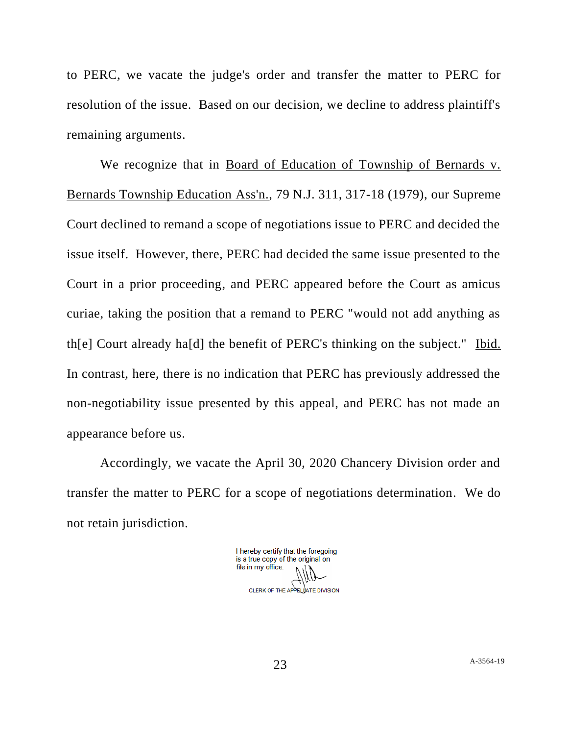to PERC, we vacate the judge's order and transfer the matter to PERC for resolution of the issue. Based on our decision, we decline to address plaintiff's remaining arguments.

We recognize that in Board of Education of Township of Bernards v. Bernards Township Education Ass'n., 79 N.J. 311, 317-18 (1979), our Supreme Court declined to remand a scope of negotiations issue to PERC and decided the issue itself. However, there, PERC had decided the same issue presented to the Court in a prior proceeding, and PERC appeared before the Court as amicus curiae, taking the position that a remand to PERC "would not add anything as th[e] Court already ha[d] the benefit of PERC's thinking on the subject." Ibid. In contrast, here, there is no indication that PERC has previously addressed the non-negotiability issue presented by this appeal, and PERC has not made an appearance before us.

Accordingly, we vacate the April 30, 2020 Chancery Division order and transfer the matter to PERC for a scope of negotiations determination. We do not retain jurisdiction.

I hereby certify that the foregoing is a true copy of the original on file in my office.

CLERK OF THE APPELLATE DIVISION